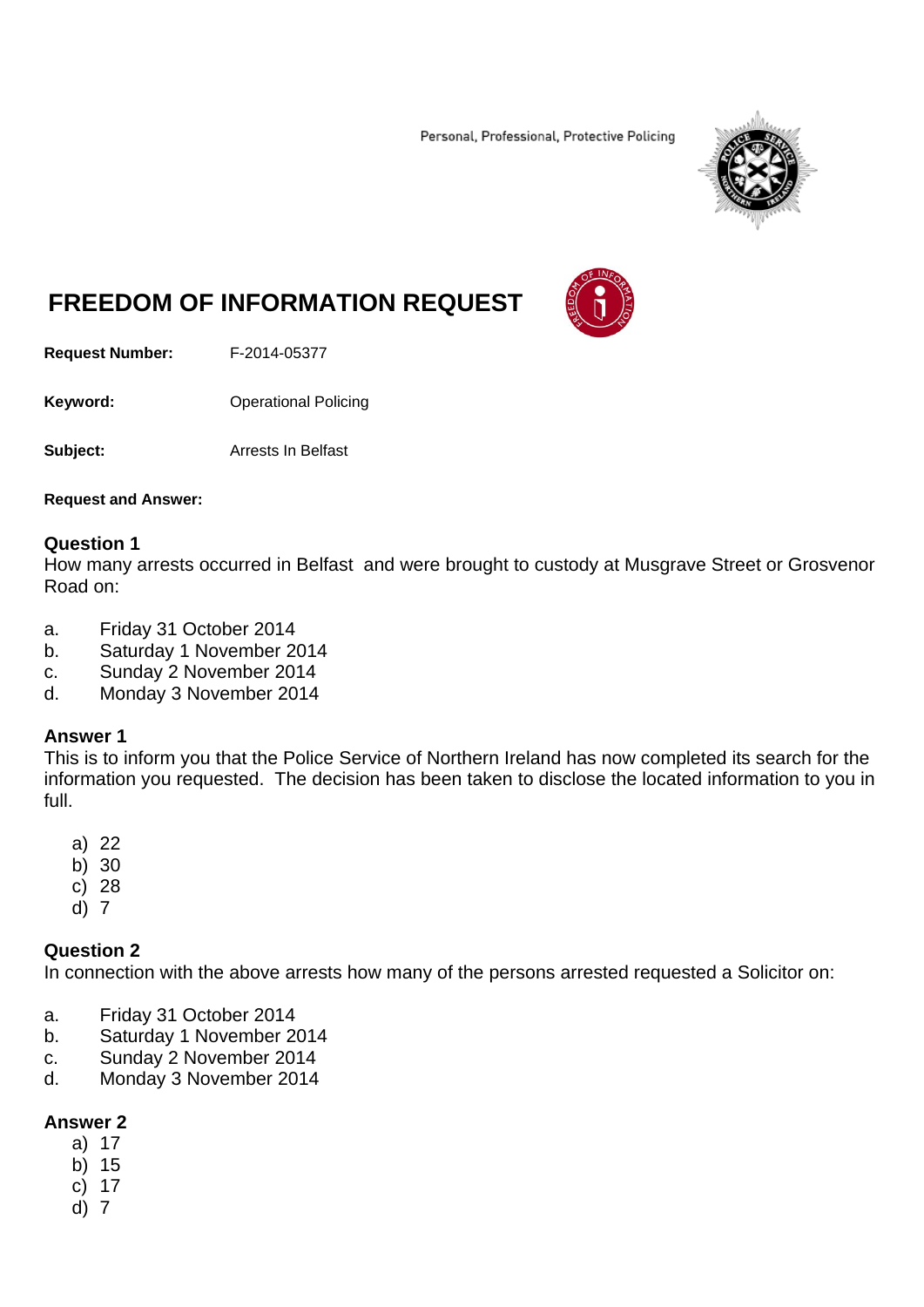Personal, Professional, Protective Policing

# FREEDOM OF INFORMATION REQUEST

**Request Number:** F-2014-05377

**Keyword:** Operational Policing

**Subject:** Arrests In Belfast

**Request and Answer:**

### Question 1

How many arrests occurred in Belfast and were brought to custody at Musgrave Street or Grosvenor Road on:

a. Friday 31 October 2014
b. Saturday 1 November 2014
c. Sunday 2 November 2014
d. Monday 3 November 2014

### Answer 1

This is to inform you that the Police Service of Northern Ireland has now completed its search for the information you requested. The decision has been taken to disclose the located information to you in full.

a) 22
b) 30
c) 28
d) 7

### Question 2

In connection with the above arrests how many of the persons arrested requested a Solicitor on:

a. Friday 31 October 2014
b. Saturday 1 November 2014
c. Sunday 2 November 2014
d. Monday 3 November 2014

### Answer 2

a) 17
b) 15
c) 17
d) 7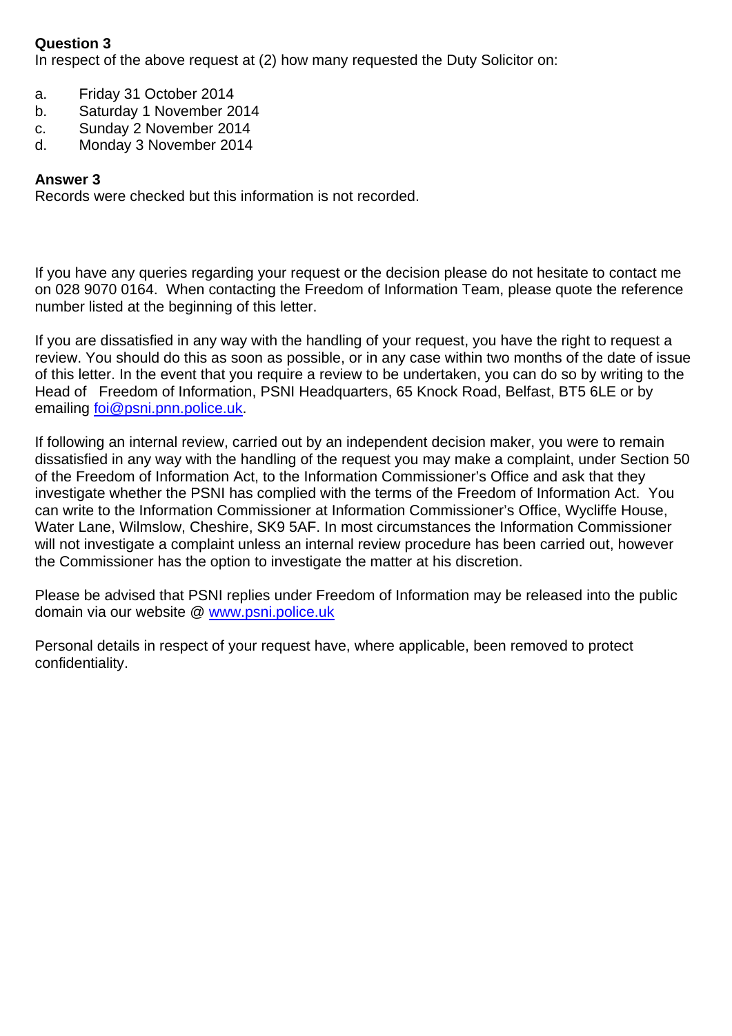**Question 3**
In respect of the above request at (2) how many requested the Duty Solicitor on:

a. Friday 31 October 2014
b. Saturday 1 November 2014
c. Sunday 2 November 2014
d. Monday 3 November 2014

**Answer 3**
Records were checked but this information is not recorded.

If you have any queries regarding your request or the decision please do not hesitate to contact me on 028 9070 0164. When contacting the Freedom of Information Team, please quote the reference number listed at the beginning of this letter.

If you are dissatisfied in any way with the handling of your request, you have the right to request a review. You should do this as soon as possible, or in any case within two months of the date of issue of this letter. In the event that you require a review to be undertaken, you can do so by writing to the Head of Freedom of Information, PSNI Headquarters, 65 Knock Road, Belfast, BT5 6LE or by emailing [foi@psni.pnn.police.uk](mailto:foi@psni.pnn.police.uk).

If following an internal review, carried out by an independent decision maker, you were to remain dissatisfied in any way with the handling of the request you may make a complaint, under Section 50 of the Freedom of Information Act, to the Information Commissioner's Office and ask that they investigate whether the PSNI has complied with the terms of the Freedom of Information Act. You can write to the Information Commissioner at Information Commissioner's Office, Wycliffe House, Water Lane, Wilmslow, Cheshire, SK9 5AF. In most circumstances the Information Commissioner will not investigate a complaint unless an internal review procedure has been carried out, however the Commissioner has the option to investigate the matter at his discretion.

Please be advised that PSNI replies under Freedom of Information may be released into the public domain via our website @ [www.psni.police.uk](http://www.psni.police.uk)

Personal details in respect of your request have, where applicable, been removed to protect confidentiality.